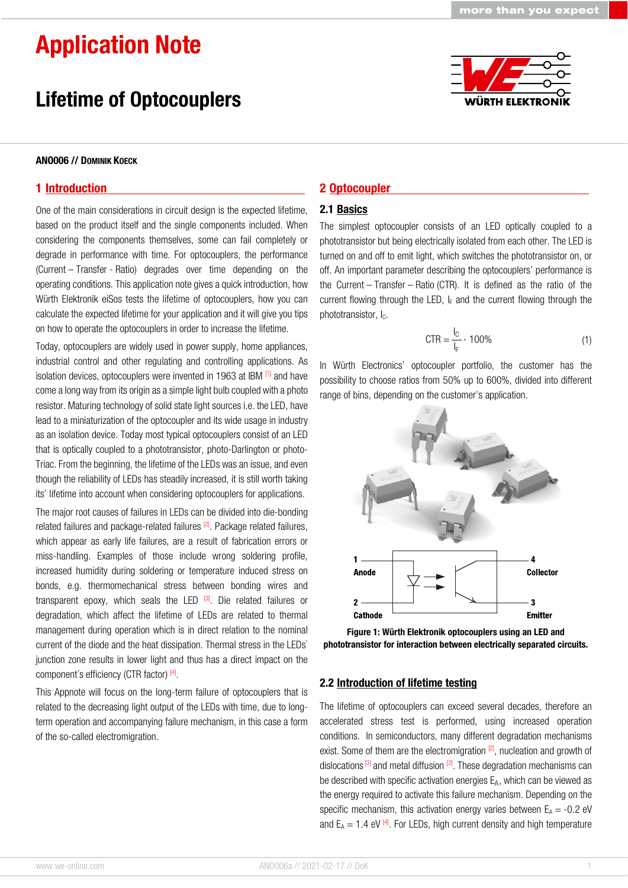# Application Note

## Lifetime of Optocouplers

**ANO006 // Dominik Koeck**

## 1 Introduction

One of the main considerations in circuit design is the expected lifetime, based on the product itself and the single components included. When considering the components themselves, some can fail completely or degrade in performance with time. For optocouplers, the performance (Current – Transfer - Ratio) degrades over time depending on the operating conditions. This application note gives a quick introduction, how Würth Elektronik eiSos tests the lifetime of optocouplers, how you can calculate the expected lifetime for your application and it will give you tips on how to operate the optocouplers in order to increase the lifetime.

Today, optocouplers are widely used in power supply, home appliances, industrial control and other regulating and controlling applications. As isolation devices, optocouplers were invented in 1963 at IBM [1] and have come a long way from its origin as a simple light bulb coupled with a photo resistor. Maturing technology of solid state light sources i.e. the LED, have lead to a miniaturization of the optocoupler and its wide usage in industry as an isolation device. Today most typical optocouplers consist of an LED that is optically coupled to a phototransistor, photo-Darlington or photo-Triac. From the beginning, the lifetime of the LEDs was an issue, and even though the reliability of LEDs has steadily increased, it is still worth taking its' lifetime into account when considering optocouplers for applications.

The major root causes of failures in LEDs can be divided into die-bonding related failures and package-related failures [2]. Package related failures, which appear as early life failures, are a result of fabrication errors or miss-handling. Examples of those include wrong soldering profile, increased humidity during soldering or temperature induced stress on bonds, e.g. thermomechanical stress between bonding wires and transparent epoxy, which seals the LED [3]. Die related failures or degradation, which affect the lifetime of LEDs are related to thermal management during operation which is in direct relation to the nominal current of the diode and the heat dissipation. Thermal stress in the LEDs` junction zone results in lower light and thus has a direct impact on the component´s efficiency (CTR factor) [4].

This Appnote will focus on the long-term failure of optocouplers that is related to the decreasing light output of the LEDs with time, due to long-term operation and accompanying failure mechanism, in this case a form of the so-called electromigration.

## 2 Optocoupler

### 2.1 Basics

The simplest optocoupler consists of an LED optically coupled to a phototransistor but being electrically isolated from each other. The LED is turned on and off to emit light, which switches the phototransistor on, or off. An important parameter describing the optocouplers' performance is the Current – Transfer – Ratio (CTR). It is defined as the ratio of the current flowing through the LED, $I_F$ and the current flowing through the phototransistor, $I_C$.

$$\mathrm{CTR} = \frac{I_C}{I_F} \cdot 100\% \qquad (1)$$

In Würth Electronics' optocoupler portfolio, the customer has the possibility to choose ratios from 50% up to 600%, divided into different range of bins, depending on the customer's application.

1 Anode | 2 Cathode | 4 Collector | 3 Emitter

**Figure 1: Würth Elektronik optocouplers using an LED and phototransistor for interaction between electrically separated circuits.**

### 2.2 Introduction of lifetime testing

The lifetime of optocouplers can exceed several decades, therefore an accelerated stress test is performed, using increased operation conditions. In semiconductors, many different degradation mechanisms exist. Some of them are the electromigration [2], nucleation and growth of dislocations [3] and metal diffusion [2]. These degradation mechanisms can be described with specific activation energies $E_A$, which can be viewed as the energy required to activate this failure mechanism. Depending on the specific mechanism, this activation energy varies between $E_A$ = -0.2 eV and $E_A$ = 1.4 eV [4]. For LEDs, high current density and high temperature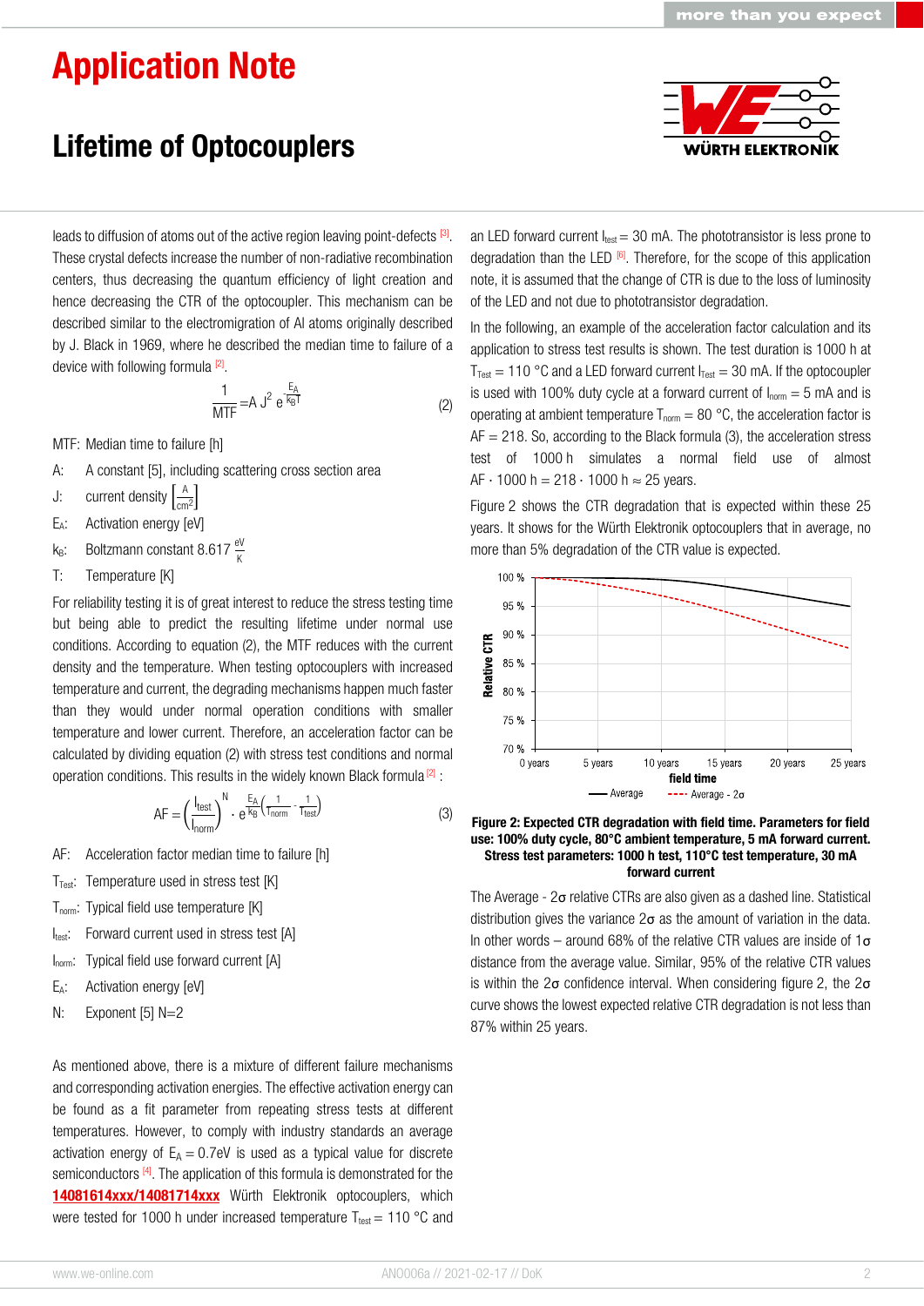leads to diffusion of atoms out of the active region leaving point-defects [3]. These crystal defects increase the number of non-radiative recombination centers, thus decreasing the quantum efficiency of light creation and hence decreasing the CTR of the optocoupler. This mechanism can be described similar to the electromigration of Al atoms originally described by J. Black in 1969, where he described the median time to failure of a device with following formula [2].

$$\frac{1}{\text{MTF}} = A\,J^2\,e^{-\frac{E_A}{k_B T}} \tag{2}$$

MTF: Median time to failure [h]

A: A constant [5], including scattering cross section area

J: current density $\left[\frac{A}{cm^2}\right]$

$E_A$: Activation energy [eV]

$k_B$: Boltzmann constant 8.617 $\frac{eV}{K}$

T: Temperature [K]

For reliability testing it is of great interest to reduce the stress testing time but being able to predict the resulting lifetime under normal use conditions. According to equation (2), the MTF reduces with the current density and the temperature. When testing optocouplers with increased temperature and current, the degrading mechanisms happen much faster than they would under normal operation conditions with smaller temperature and lower current. Therefore, an acceleration factor can be calculated by dividing equation (2) with stress test conditions and normal operation conditions. This results in the widely known Black formula [2] :

$$AF = \left(\frac{I_{test}}{I_{norm}}\right)^N \cdot e^{\frac{E_A}{k_B}\left(\frac{1}{T_{norm}} - \frac{1}{T_{test}}\right)} \tag{3}$$

AF: Acceleration factor median time to failure [h]

$T_{Test}$: Temperature used in stress test [K]

$T_{norm}$: Typical field use temperature [K]

$I_{test}$: Forward current used in stress test [A]

$I_{norm}$: Typical field use forward current [A]

$E_A$: Activation energy [eV]

N: Exponent [5] N=2

As mentioned above, there is a mixture of different failure mechanisms and corresponding activation energies. The effective activation energy can be found as a fit parameter from repeating stress tests at different temperatures. However, to comply with industry standards an average activation energy of $E_A = 0.7$eV is used as a typical value for discrete semiconductors [4]. The application of this formula is demonstrated for the **14081614xxx/14081714xxx** Würth Elektronik optocouplers, which were tested for 1000 h under increased temperature $T_{test} = 110$ °C and an LED forward current $I_{test} = 30$ mA. The phototransistor is less prone to degradation than the LED [6]. Therefore, for the scope of this application note, it is assumed that the change of CTR is due to the loss of luminosity of the LED and not due to phototransistor degradation.

In the following, an example of the acceleration factor calculation and its application to stress test results is shown. The test duration is 1000 h at $T_{Test} = 110$ °C and a LED forward current $I_{Test} = 30$ mA. If the optocoupler is used with 100% duty cycle at a forward current of $I_{norm} = 5$ mA and is operating at ambient temperature $T_{norm} = 80$ °C, the acceleration factor is AF = 218. So, according to the Black formula (3), the acceleration stress test of 1000 h simulates a normal field use of almost AF · 1000 h = 218 · 1000 h ≈ 25 years.

Figure 2 shows the CTR degradation that is expected within these 25 years. It shows for the Würth Elektronik optocouplers that in average, no more than 5% degradation of the CTR value is expected.

**Figure 2: Expected CTR degradation with field time. Parameters for field use: 100% duty cycle, 80°C ambient temperature, 5 mA forward current. Stress test parameters: 1000 h test, 110°C test temperature, 30 mA forward current**

The Average - 2σ relative CTRs are also given as a dashed line. Statistical distribution gives the variance 2σ as the amount of variation in the data. In other words – around 68% of the relative CTR values are inside of 1σ distance from the average value. Similar, 95% of the relative CTR values is within the 2σ confidence interval. When considering figure 2, the 2σ curve shows the lowest expected relative CTR degradation is not less than 87% within 25 years.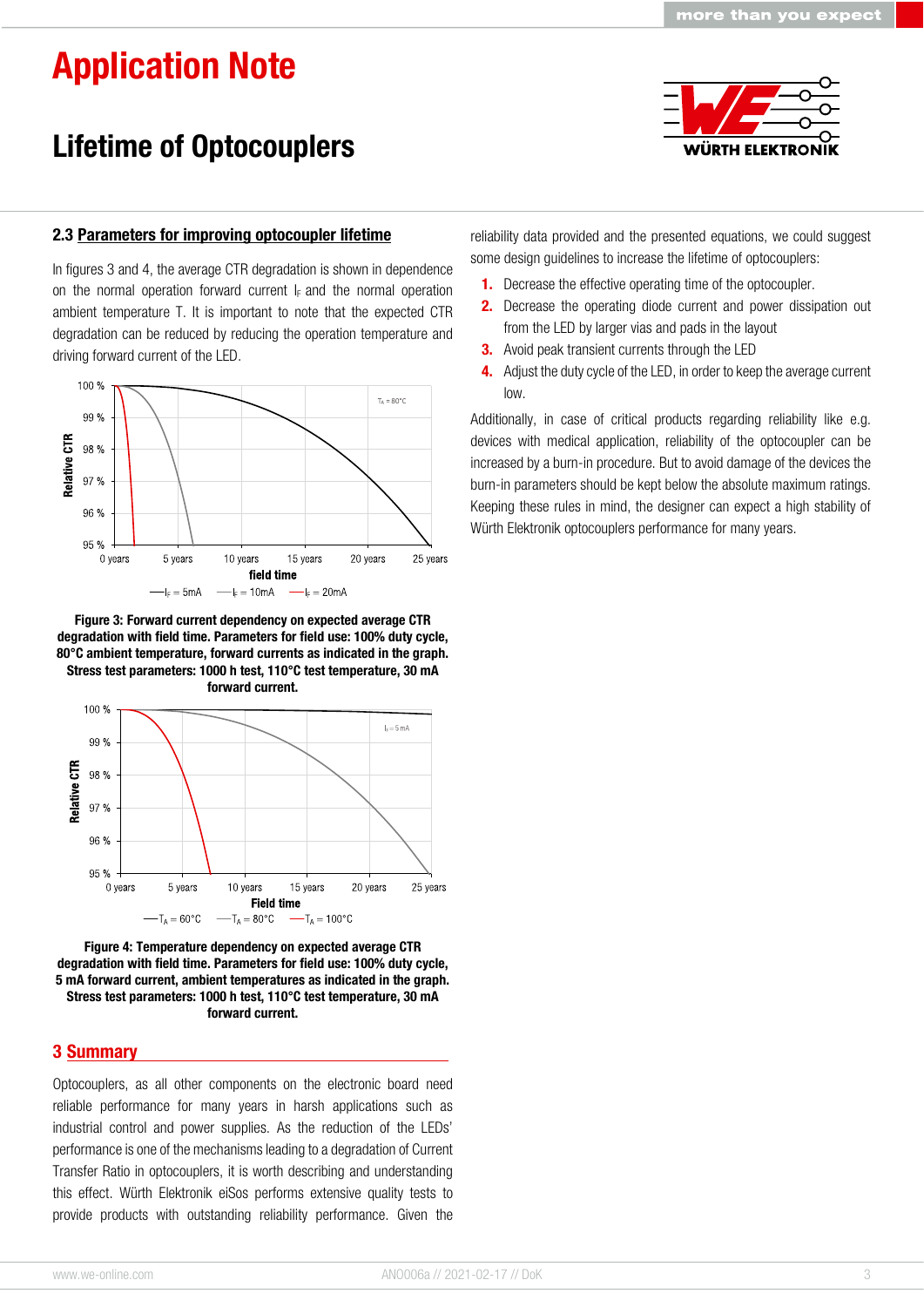### 2.3 Parameters for improving optocoupler lifetime

In figures 3 and 4, the average CTR degradation is shown in dependence on the normal operation forward current $I_F$ and the normal operation ambient temperature T. It is important to note that the expected CTR degradation can be reduced by reducing the operation temperature and driving forward current of the LED.

**Figure 3: Forward current dependency on expected average CTR degradation with field time. Parameters for field use: 100% duty cycle, 80°C ambient temperature, forward currents as indicated in the graph. Stress test parameters: 1000 h test, 110°C test temperature, 30 mA forward current.**

**Figure 4: Temperature dependency on expected average CTR degradation with field time. Parameters for field use: 100% duty cycle, 5 mA forward current, ambient temperatures as indicated in the graph. Stress test parameters: 1000 h test, 110°C test temperature, 30 mA forward current.**

## 3 Summary

Optocouplers, as all other components on the electronic board need reliable performance for many years in harsh applications such as industrial control and power supplies. As the reduction of the LEDs' performance is one of the mechanisms leading to a degradation of Current Transfer Ratio in optocouplers, it is worth describing and understanding this effect. Würth Elektronik eiSos performs extensive quality tests to provide products with outstanding reliability performance. Given the reliability data provided and the presented equations, we could suggest some design guidelines to increase the lifetime of optocouplers:

1. Decrease the effective operating time of the optocoupler.
2. Decrease the operating diode current and power dissipation out from the LED by larger vias and pads in the layout
3. Avoid peak transient currents through the LED
4. Adjust the duty cycle of the LED, in order to keep the average current low.

Additionally, in case of critical products regarding reliability like e.g. devices with medical application, reliability of the optocoupler can be increased by a burn-in procedure. But to avoid damage of the devices the burn-in parameters should be kept below the absolute maximum ratings. Keeping these rules in mind, the designer can expect a high stability of Würth Elektronik optocouplers performance for many years.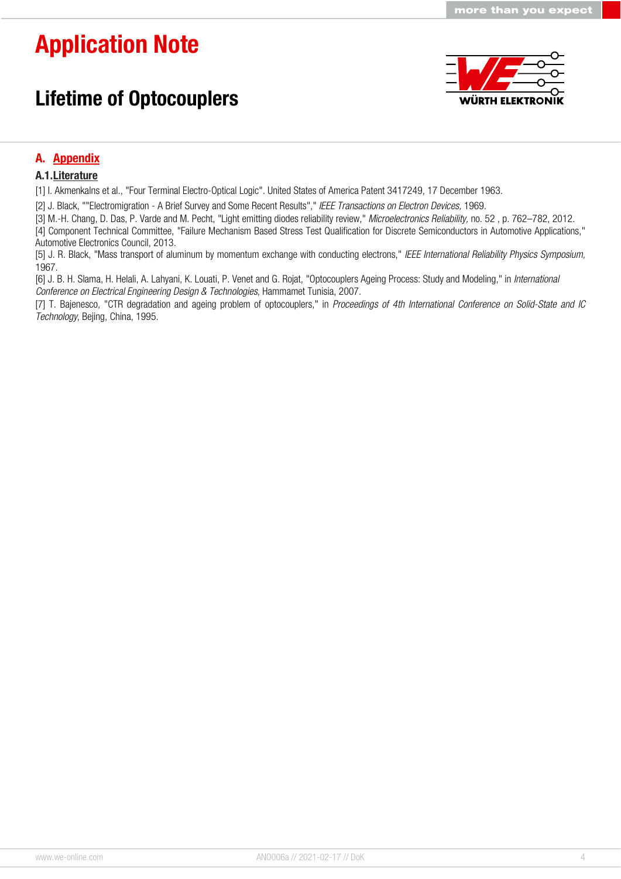## A. Appendix

### A.1. Literature

[1] I. Akmenkalns et al., "Four Terminal Electro-Optical Logic". United States of America Patent 3417249, 17 December 1963.

[2] J. Black, ""Electromigration - A Brief Survey and Some Recent Results"," *IEEE Transactions on Electron Devices,* 1969.

[3] M.-H. Chang, D. Das, P. Varde and M. Pecht, "Light emitting diodes reliability review," *Microelectronics Reliability,* no. 52 , p. 762–782, 2012.

[4] Component Technical Committee, "Failure Mechanism Based Stress Test Qualification for Discrete Semiconductors in Automotive Applications," Automotive Electronics Council, 2013.

[5] J. R. Black, "Mass transport of aluminum by momentum exchange with conducting electrons," *IEEE International Reliability Physics Symposium,* 1967.

[6] J. B. H. Slama, H. Helali, A. Lahyani, K. Louati, P. Venet and G. Rojat, "Optocouplers Ageing Process: Study and Modeling," in *International Conference on Electrical Engineering Design & Technologies*, Hammamet Tunisia, 2007.

[7] T. Bajenesco, "CTR degradation and ageing problem of optocouplers," in *Proceedings of 4th International Conference on Solid-State and IC Technology*, Bejing, China, 1995.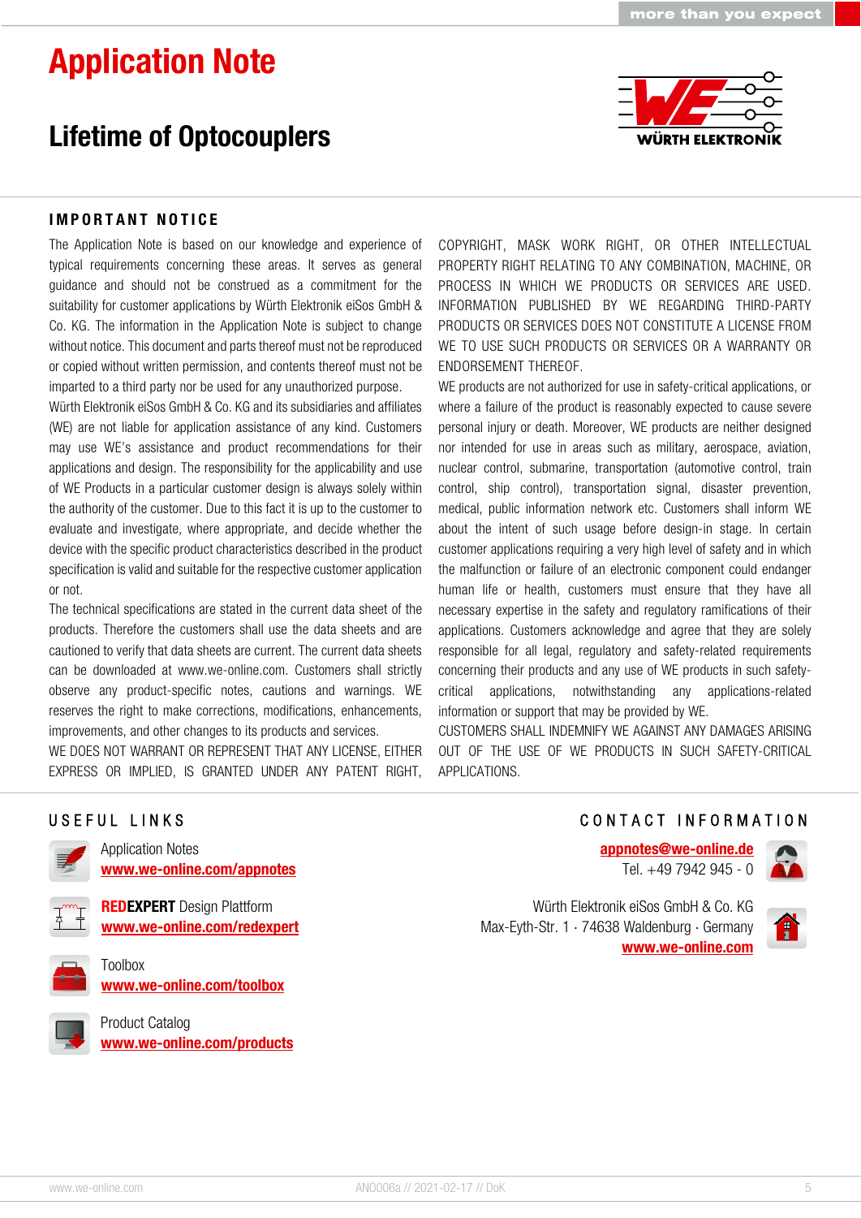# Application Note

## Lifetime of Optocouplers

### IMPORTANT NOTICE

The Application Note is based on our knowledge and experience of typical requirements concerning these areas. It serves as general guidance and should not be construed as a commitment for the suitability for customer applications by Würth Elektronik eiSos GmbH & Co. KG. The information in the Application Note is subject to change without notice. This document and parts thereof must not be reproduced or copied without written permission, and contents thereof must not be imparted to a third party nor be used for any unauthorized purpose.

Würth Elektronik eiSos GmbH & Co. KG and its subsidiaries and affiliates (WE) are not liable for application assistance of any kind. Customers may use WE's assistance and product recommendations for their applications and design. The responsibility for the applicability and use of WE Products in a particular customer design is always solely within the authority of the customer. Due to this fact it is up to the customer to evaluate and investigate, where appropriate, and decide whether the device with the specific product characteristics described in the product specification is valid and suitable for the respective customer application or not.

The technical specifications are stated in the current data sheet of the products. Therefore the customers shall use the data sheets and are cautioned to verify that data sheets are current. The current data sheets can be downloaded at www.we-online.com. Customers shall strictly observe any product-specific notes, cautions and warnings. WE reserves the right to make corrections, modifications, enhancements, improvements, and other changes to its products and services.

WE DOES NOT WARRANT OR REPRESENT THAT ANY LICENSE, EITHER EXPRESS OR IMPLIED, IS GRANTED UNDER ANY PATENT RIGHT, COPYRIGHT, MASK WORK RIGHT, OR OTHER INTELLECTUAL PROPERTY RIGHT RELATING TO ANY COMBINATION, MACHINE, OR PROCESS IN WHICH WE PRODUCTS OR SERVICES ARE USED. INFORMATION PUBLISHED BY WE REGARDING THIRD-PARTY PRODUCTS OR SERVICES DOES NOT CONSTITUTE A LICENSE FROM WE TO USE SUCH PRODUCTS OR SERVICES OR A WARRANTY OR ENDORSEMENT THEREOF.

WE products are not authorized for use in safety-critical applications, or where a failure of the product is reasonably expected to cause severe personal injury or death. Moreover, WE products are neither designed nor intended for use in areas such as military, aerospace, aviation, nuclear control, submarine, transportation (automotive control, train control, ship control), transportation signal, disaster prevention, medical, public information network etc. Customers shall inform WE about the intent of such usage before design-in stage. In certain customer applications requiring a very high level of safety and in which the malfunction or failure of an electronic component could endanger human life or health, customers must ensure that they have all necessary expertise in the safety and regulatory ramifications of their applications. Customers acknowledge and agree that they are solely responsible for all legal, regulatory and safety-related requirements concerning their products and any use of WE products in such safety-critical applications, notwithstanding any applications-related information or support that may be provided by WE.

CUSTOMERS SHALL INDEMNIFY WE AGAINST ANY DAMAGES ARISING OUT OF THE USE OF WE PRODUCTS IN SUCH SAFETY-CRITICAL APPLICATIONS.

### USEFUL LINKS

Application Notes
www.we-online.com/appnotes

**REDEXPERT** Design Plattform
www.we-online.com/redexpert

Toolbox
www.we-online.com/toolbox

Product Catalog
www.we-online.com/products

### CONTACT INFORMATION

appnotes@we-online.de
Tel. +49 7942 945 - 0

Würth Elektronik eiSos GmbH & Co. KG
Max-Eyth-Str. 1 · 74638 Waldenburg · Germany
www.we-online.com